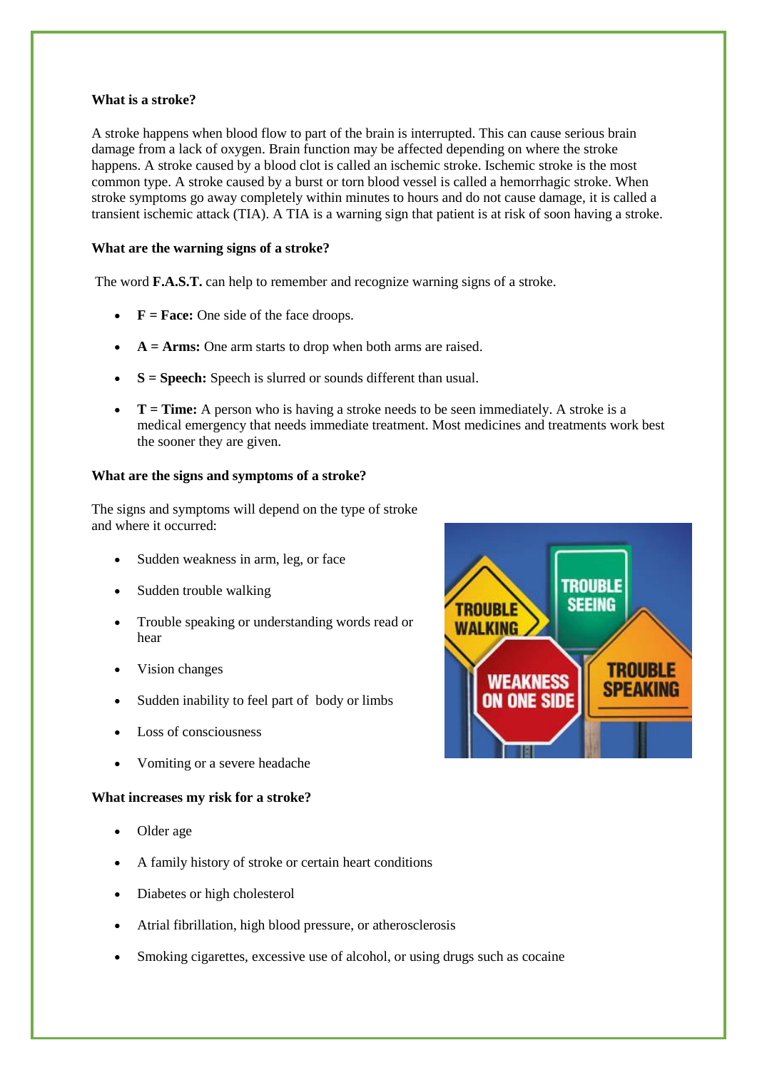**What is a stroke?**

A stroke happens when blood flow to part of the brain is interrupted. This can cause serious brain damage from a lack of oxygen. Brain function may be affected depending on where the stroke happens. A stroke caused by a blood clot is called an ischemic stroke. Ischemic stroke is the most common type. A stroke caused by a burst or torn blood vessel is called a hemorrhagic stroke. When stroke symptoms go away completely within minutes to hours and do not cause damage, it is called a transient ischemic attack (TIA). A TIA is a warning sign that patient is at risk of soon having a stroke.

**What are the warning signs of a stroke?**

The word **F.A.S.T.** can help to remember and recognize warning signs of a stroke.

- **F = Face:** One side of the face droops.
- **A = Arms:** One arm starts to drop when both arms are raised.
- **S = Speech:** Speech is slurred or sounds different than usual.
- **T = Time:** A person who is having a stroke needs to be seen immediately. A stroke is a medical emergency that needs immediate treatment. Most medicines and treatments work best the sooner they are given.

**What are the signs and symptoms of a stroke?**

The signs and symptoms will depend on the type of stroke and where it occurred:

- Sudden weakness in arm, leg, or face
- Sudden trouble walking
- Trouble speaking or understanding words read or hear
- Vision changes
- Sudden inability to feel part of body or limbs
- Loss of consciousness
- Vomiting or a severe headache

**What increases my risk for a stroke?**

- Older age
- A family history of stroke or certain heart conditions
- Diabetes or high cholesterol
- Atrial fibrillation, high blood pressure, or atherosclerosis
- Smoking cigarettes, excessive use of alcohol, or using drugs such as cocaine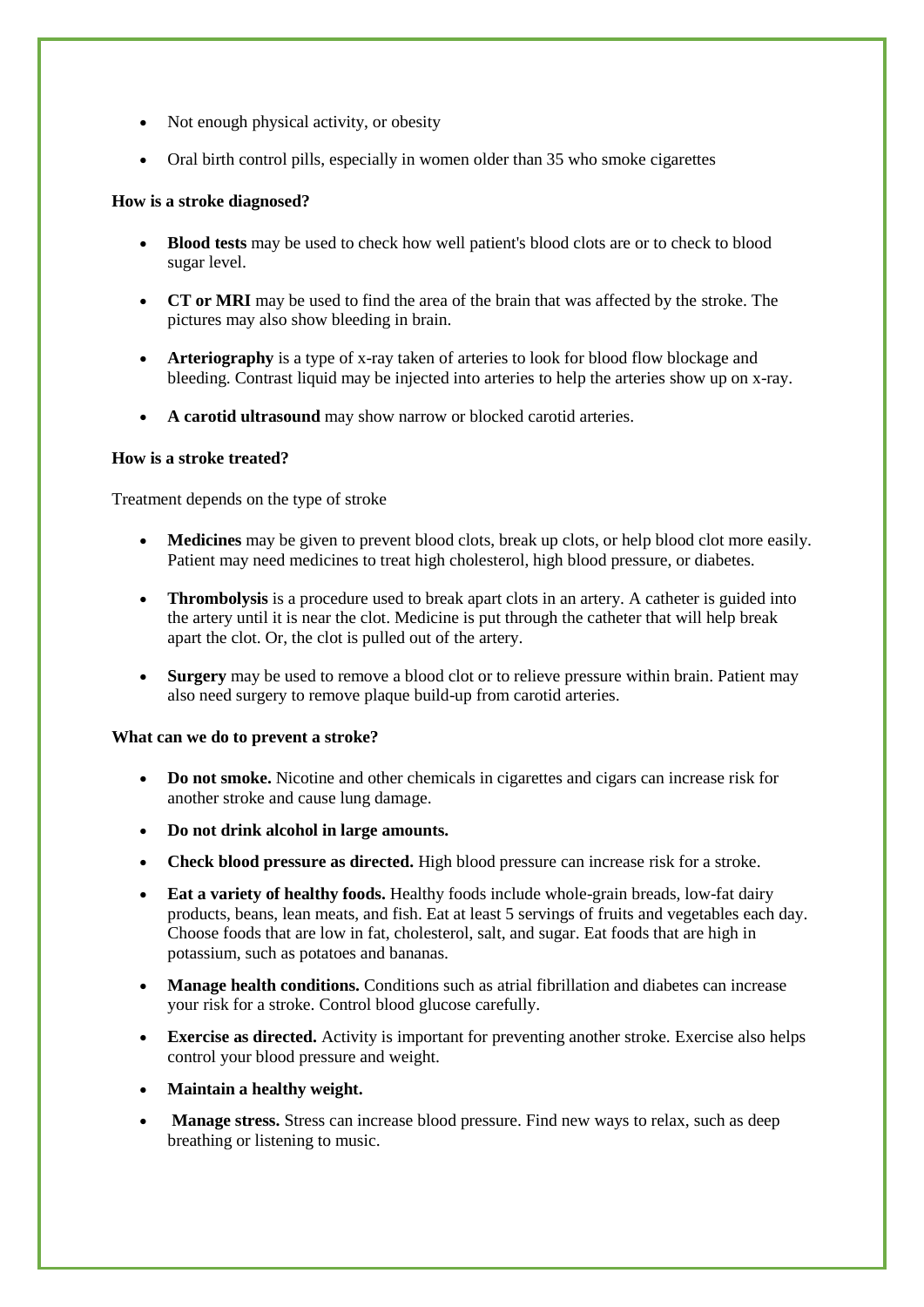- Not enough physical activity, or obesity
- Oral birth control pills, especially in women older than 35 who smoke cigarettes

**How is a stroke diagnosed?**

- **Blood tests** may be used to check how well patient's blood clots are or to check to blood sugar level.
- **CT or MRI** may be used to find the area of the brain that was affected by the stroke. The pictures may also show bleeding in brain.
- **Arteriography** is a type of x-ray taken of arteries to look for blood flow blockage and bleeding. Contrast liquid may be injected into arteries to help the arteries show up on x-ray.
- **A carotid ultrasound** may show narrow or blocked carotid arteries.

**How is a stroke treated?**

Treatment depends on the type of stroke

- **Medicines** may be given to prevent blood clots, break up clots, or help blood clot more easily. Patient may need medicines to treat high cholesterol, high blood pressure, or diabetes.
- **Thrombolysis** is a procedure used to break apart clots in an artery. A catheter is guided into the artery until it is near the clot. Medicine is put through the catheter that will help break apart the clot. Or, the clot is pulled out of the artery.
- **Surgery** may be used to remove a blood clot or to relieve pressure within brain. Patient may also need surgery to remove plaque build-up from carotid arteries.

**What can we do to prevent a stroke?**

- **Do not smoke.** Nicotine and other chemicals in cigarettes and cigars can increase risk for another stroke and cause lung damage.
- **Do not drink alcohol in large amounts.**
- **Check blood pressure as directed.** High blood pressure can increase risk for a stroke.
- **Eat a variety of healthy foods.** Healthy foods include whole-grain breads, low-fat dairy products, beans, lean meats, and fish. Eat at least 5 servings of fruits and vegetables each day. Choose foods that are low in fat, cholesterol, salt, and sugar. Eat foods that are high in potassium, such as potatoes and bananas.
- **Manage health conditions.** Conditions such as atrial fibrillation and diabetes can increase your risk for a stroke. Control blood glucose carefully.
- **Exercise as directed.** Activity is important for preventing another stroke. Exercise also helps control your blood pressure and weight.
- **Maintain a healthy weight.**
- **Manage stress.** Stress can increase blood pressure. Find new ways to relax, such as deep breathing or listening to music.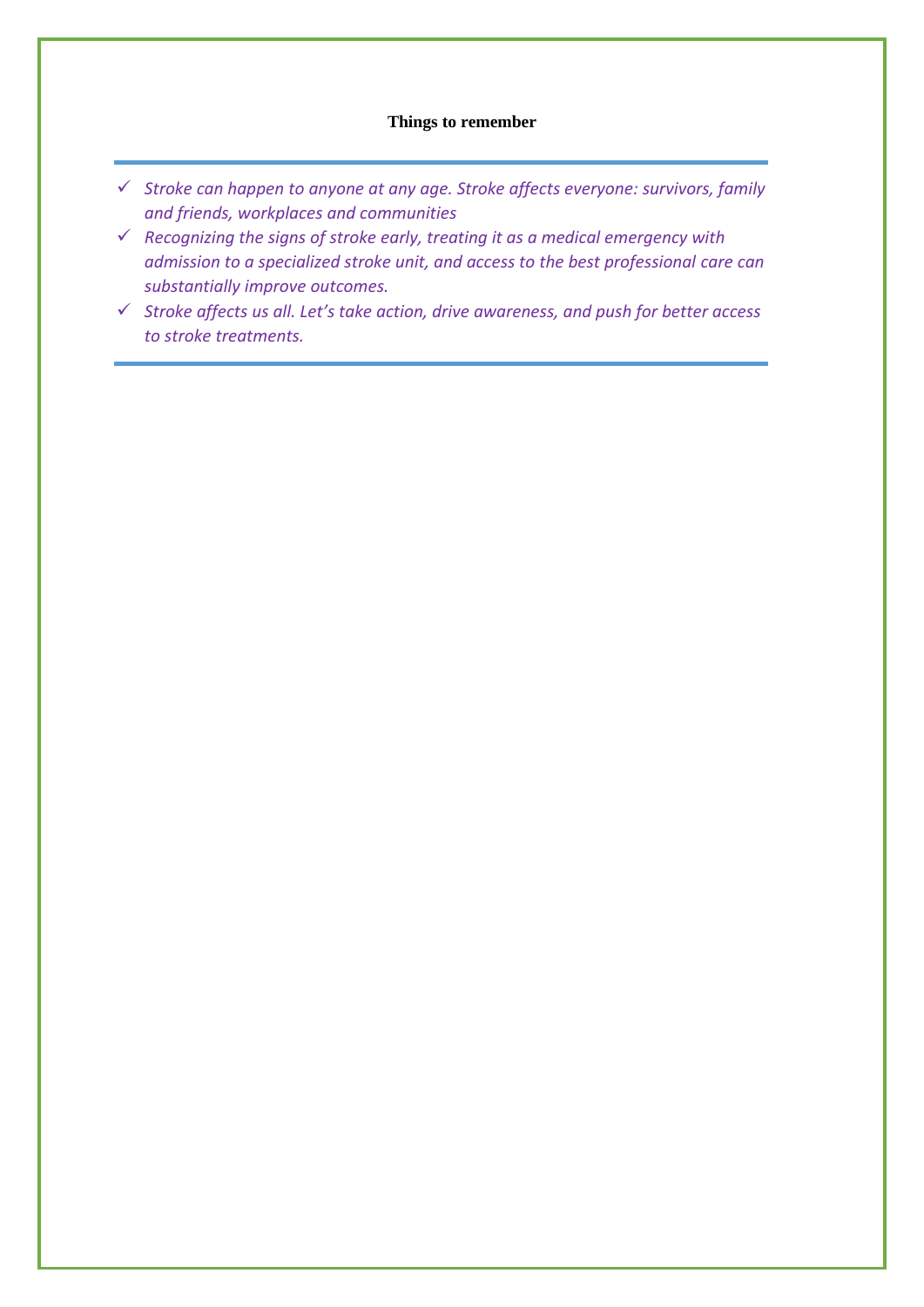**Things to remember**

---

- ✓ *Stroke can happen to anyone at any age. Stroke affects everyone: survivors, family and friends, workplaces and communities*
- ✓ *Recognizing the signs of stroke early, treating it as a medical emergency with admission to a specialized stroke unit, and access to the best professional care can substantially improve outcomes.*
- ✓ *Stroke affects us all. Let's take action, drive awareness, and push for better access to stroke treatments.*

---